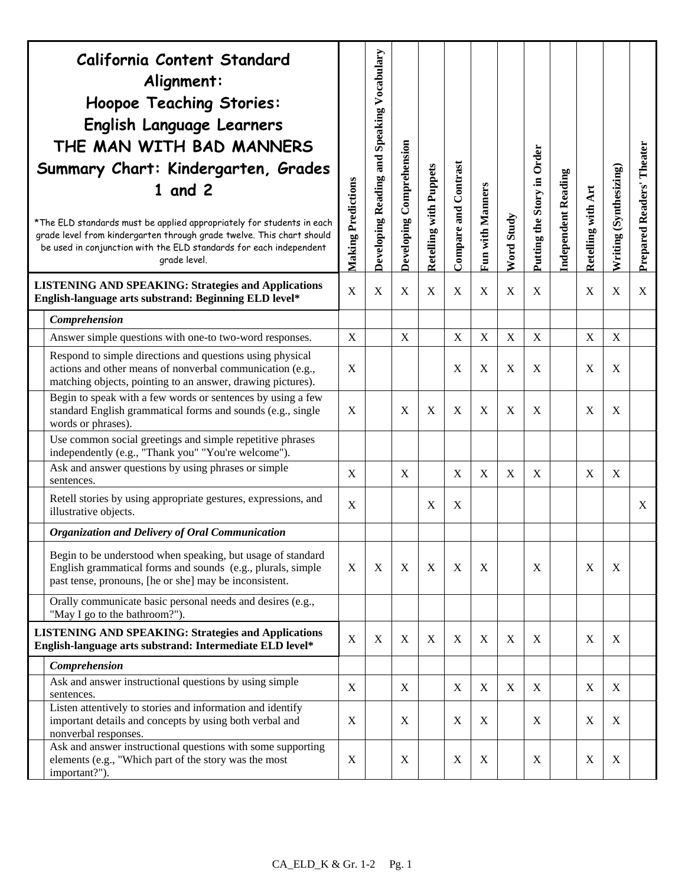| California Content Standard Alignment: Hoopoe Teaching Stories: English Language Learners THE MAN WITH BAD MANNERS Summary Chart: Kindergarten, Grades 1 and 2 *The ELD standards must be applied appropriately for students in each grade level from kindergarten through grade twelve. This chart should be used in conjunction with the ELD standards for each independent grade level. | Making Predictions | Developing Reading and Speaking Vocabulary | Developing Comprehension | Retelling with Puppets | Compare and Contrast | Fun with Manners | Word Study | Putting the Story in Order | Independent Reading | Retelling with Art | Writing (Synthesizing) | Prepared Readers' Theater |
|---|---|---|---|---|---|---|---|---|---|---|---|---|
| **LISTENING AND SPEAKING: Strategies and Applications English-language arts substrand: Beginning ELD level*** | X | X | X | X | X | X | X | X | | X | X | X |
| ***Comprehension*** | | | | | | | | | | | | |
| Answer simple questions with one-to two-word responses. | X | | X | | X | X | X | X | | X | X | |
| Respond to simple directions and questions using physical actions and other means of nonverbal communication (e.g., matching objects, pointing to an answer, drawing pictures). | X | | | | X | X | X | X | | X | X | |
| Begin to speak with a few words or sentences by using a few standard English grammatical forms and sounds (e.g., single words or phrases). | X | | X | X | X | X | X | X | | X | X | |
| Use common social greetings and simple repetitive phrases independently (e.g., "Thank you" "You're welcome"). | | | | | | | | | | | | |
| Ask and answer questions by using phrases or simple sentences. | X | | X | | X | X | X | X | | X | X | |
| Retell stories by using appropriate gestures, expressions, and illustrative objects. | X | | | X | X | | | | | | | X |
| ***Organization and Delivery of Oral Communication*** | | | | | | | | | | | | |
| Begin to be understood when speaking, but usage of standard English grammatical forms and sounds (e.g., plurals, simple past tense, pronouns, [he or she] may be inconsistent. | X | X | X | X | X | X | | X | | X | X | |
| Orally communicate basic personal needs and desires (e.g., "May I go to the bathroom?"). | | | | | | | | | | | | |
| **LISTENING AND SPEAKING: Strategies and Applications English-language arts substrand: Intermediate ELD level*** | X | X | X | X | X | X | X | X | | X | X | |
| ***Comprehension*** | | | | | | | | | | | | |
| Ask and answer instructional questions by using simple sentences. | X | | X | | X | X | X | X | | X | X | |
| Listen attentively to stories and information and identify important details and concepts by using both verbal and nonverbal responses. | X | | X | | X | X | | X | | X | X | |
| Ask and answer instructional questions with some supporting elements (e.g., "Which part of the story was the most important?"). | X | | X | | X | X | | X | | X | X | |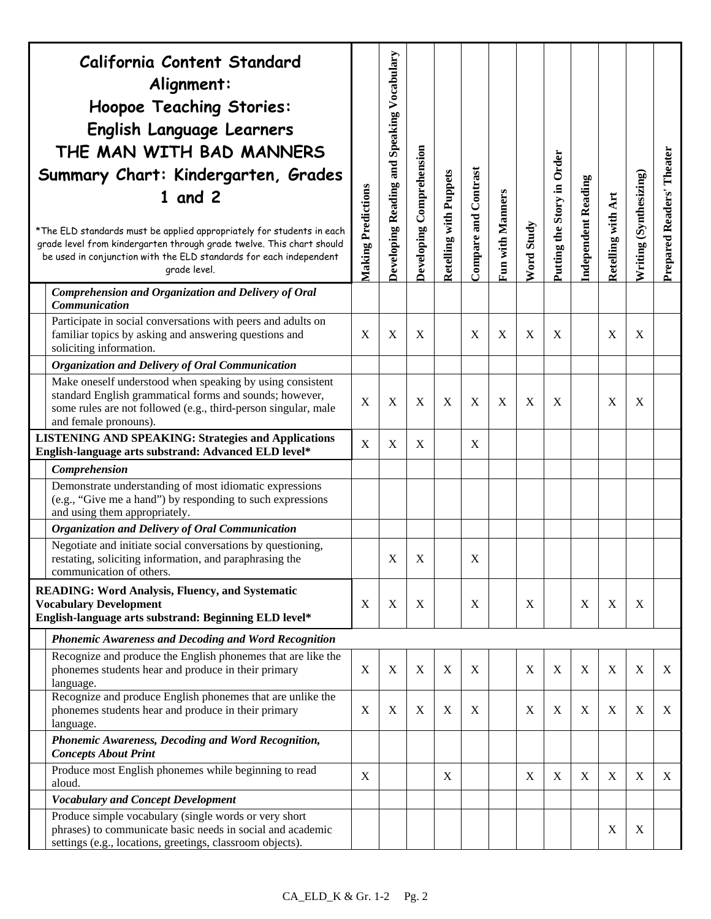| California Content Standard Alignment: Hoopoe Teaching Stories: English Language Learners THE MAN WITH BAD MANNERS Summary Chart: Kindergarten, Grades 1 and 2<br><br>*The ELD standards must be applied appropriately for students in each grade level from kindergarten through grade twelve. This chart should be used in conjunction with the ELD standards for each independent grade level. | Making Predictions | Developing Reading and Speaking Vocabulary | Developing Comprehension | Retelling with Puppets | Compare and Contrast | Fun with Manners | Word Study | Putting the Story in Order | Independent Reading | Retelling with Art | Writing (Synthesizing) | Prepared Readers' Theater |
|---|---|---|---|---|---|---|---|---|---|---|---|---|
| ***Comprehension and Organization and Delivery of Oral Communication*** | | | | | | | | | | | | |
| Participate in social conversations with peers and adults on familiar topics by asking and answering questions and soliciting information. | X | X | X | | X | X | X | X | | X | X | |
| ***Organization and Delivery of Oral Communication*** | | | | | | | | | | | | |
| Make oneself understood when speaking by using consistent standard English grammatical forms and sounds; however, some rules are not followed (e.g., third-person singular, male and female pronouns). | X | X | X | X | X | X | X | X | | X | X | |
| **LISTENING AND SPEAKING: Strategies and Applications English-language arts substrand: Advanced ELD level*** | X | X | X | | X | | | | | | | |
| ***Comprehension*** | | | | | | | | | | | | |
| Demonstrate understanding of most idiomatic expressions (e.g., "Give me a hand") by responding to such expressions and using them appropriately. | | | | | | | | | | | | |
| ***Organization and Delivery of Oral Communication*** | | | | | | | | | | | | |
| Negotiate and initiate social conversations by questioning, restating, soliciting information, and paraphrasing the communication of others. | | X | X | | X | | | | | | | |
| **READING: Word Analysis, Fluency, and Systematic Vocabulary Development English-language arts substrand: Beginning ELD level*** | X | X | X | | X | | X | | X | X | X | |
| ***Phonemic Awareness and Decoding and Word Recognition*** | | | | | | | | | | | | |
| Recognize and produce the English phonemes that are like the phonemes students hear and produce in their primary language. | X | X | X | X | X | | X | X | X | X | X | X |
| Recognize and produce English phonemes that are unlike the phonemes students hear and produce in their primary language. | X | X | X | X | X | | X | X | X | X | X | X |
| ***Phonemic Awareness, Decoding and Word Recognition, Concepts About Print*** | | | | | | | | | | | | |
| Produce most English phonemes while beginning to read aloud. | X | | | X | | | X | X | X | X | X | X |
| ***Vocabulary and Concept Development*** | | | | | | | | | | | | |
| Produce simple vocabulary (single words or very short phrases) to communicate basic needs in social and academic settings (e.g., locations, greetings, classroom objects). | | | | | | | | | | X | X | |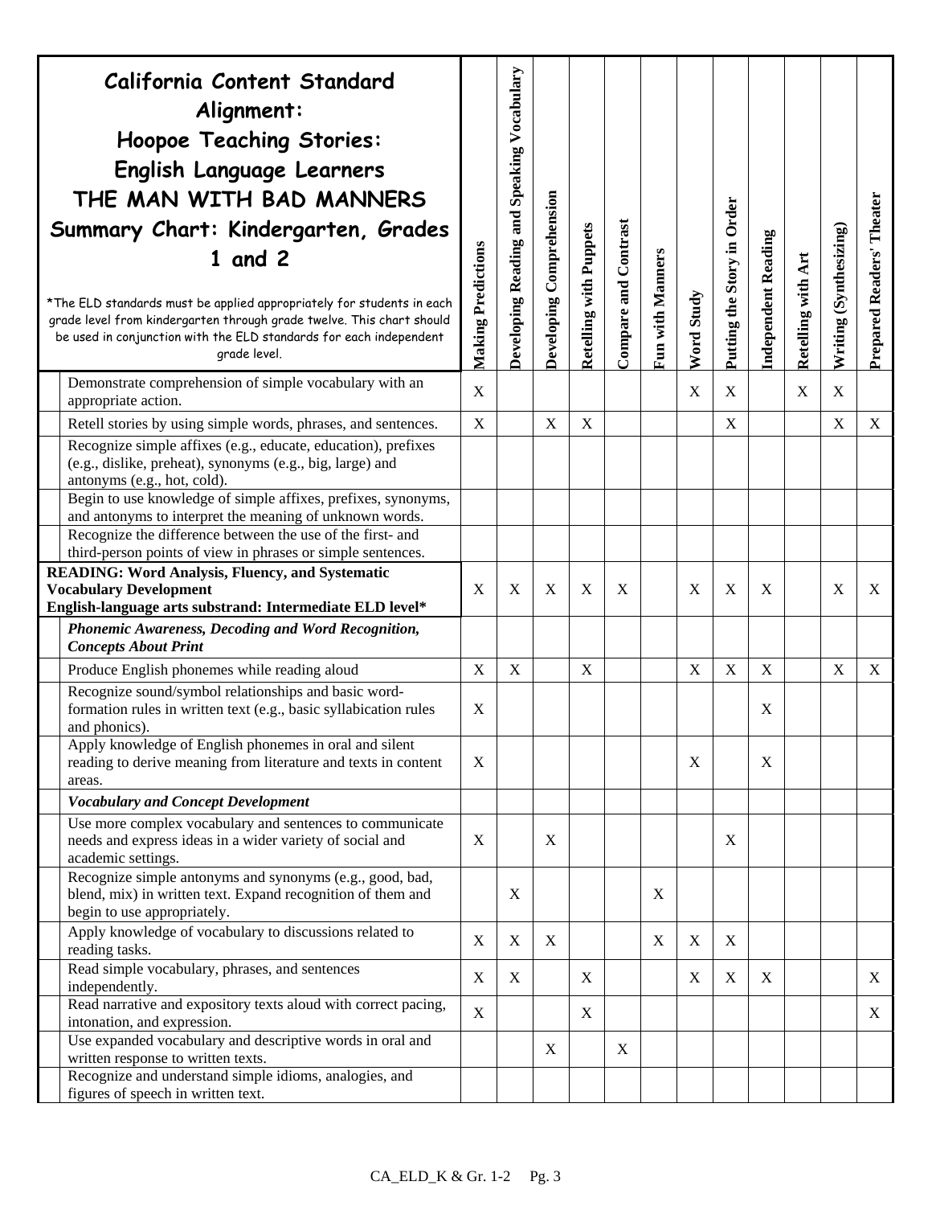| California Content Standard Alignment: Hoopoe Teaching Stories: English Language Learners THE MAN WITH BAD MANNERS Summary Chart: Kindergarten, Grades 1 and 2 *The ELD standards must be applied appropriately for students in each grade level from kindergarten through grade twelve. This chart should be used in conjunction with the ELD standards for each independent grade level. | Making Predictions | Developing Reading and Speaking Vocabulary | Developing Comprehension | Retelling with Puppets | Compare and Contrast | Fun with Manners | Word Study | Putting the Story in Order | Independent Reading | Retelling with Art | Writing (Synthesizing) | Prepared Readers' Theater |
|---|---|---|---|---|---|---|---|---|---|---|---|---|
| Demonstrate comprehension of simple vocabulary with an appropriate action. | X | | | | | | X | X | | X | X | |
| Retell stories by using simple words, phrases, and sentences. | X | | X | X | | | | X | | | X | X |
| Recognize simple affixes (e.g., educate, education), prefixes (e.g., dislike, preheat), synonyms (e.g., big, large) and antonyms (e.g., hot, cold). | | | | | | | | | | | | |
| Begin to use knowledge of simple affixes, prefixes, synonyms, and antonyms to interpret the meaning of unknown words. | | | | | | | | | | | | |
| Recognize the difference between the use of the first- and third-person points of view in phrases or simple sentences. | | | | | | | | | | | | |
| **READING: Word Analysis, Fluency, and Systematic Vocabulary Development English-language arts substrand: Intermediate ELD level*** | X | X | X | X | X | | X | X | X | | X | X |
| ***Phonemic Awareness, Decoding and Word Recognition, Concepts About Print*** | | | | | | | | | | | | |
| Produce English phonemes while reading aloud | X | X | | X | | | X | X | X | | X | X |
| Recognize sound/symbol relationships and basic word-formation rules in written text (e.g., basic syllabication rules and phonics). | X | | | | | | | | X | | | |
| Apply knowledge of English phonemes in oral and silent reading to derive meaning from literature and texts in content areas. | X | | | | | | X | | X | | | |
| ***Vocabulary and Concept Development*** | | | | | | | | | | | | |
| Use more complex vocabulary and sentences to communicate needs and express ideas in a wider variety of social and academic settings. | X | | X | | | | | X | | | | |
| Recognize simple antonyms and synonyms (e.g., good, bad, blend, mix) in written text. Expand recognition of them and begin to use appropriately. | | X | | | | X | | | | | | |
| Apply knowledge of vocabulary to discussions related to reading tasks. | X | X | X | | | X | X | X | | | | |
| Read simple vocabulary, phrases, and sentences independently. | X | X | | X | | | X | X | X | | | X |
| Read narrative and expository texts aloud with correct pacing, intonation, and expression. | X | | | X | | | | | | | | X |
| Use expanded vocabulary and descriptive words in oral and written response to written texts. | | | X | | X | | | | | | | |
| Recognize and understand simple idioms, analogies, and figures of speech in written text. | | | | | | | | | | | | |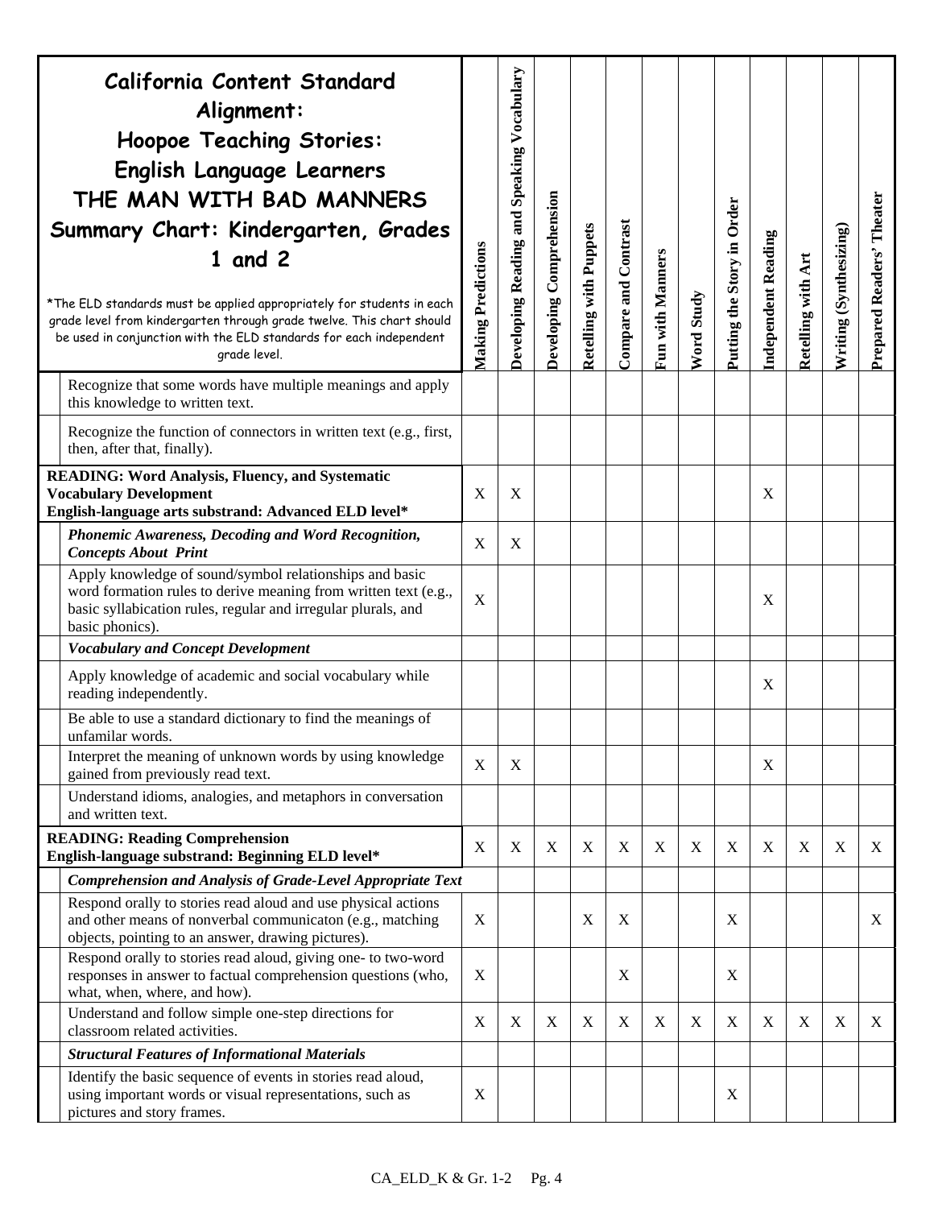| California Content Standard Alignment: Hoopoe Teaching Stories: English Language Learners THE MAN WITH BAD MANNERS Summary Chart: Kindergarten, Grades 1 and 2 *The ELD standards must be applied appropriately for students in each grade level from kindergarten through grade twelve. This chart should be used in conjunction with the ELD standards for each independent grade level. | Making Predictions | Developing Reading and Speaking Vocabulary | Developing Comprehension | Retelling with Puppets | Compare and Contrast | Fun with Manners | Word Study | Putting the Story in Order | Independent Reading | Retelling with Art | Writing (Synthesizing) | Prepared Readers' Theater |
|---|---|---|---|---|---|---|---|---|---|---|---|---|
| Recognize that some words have multiple meanings and apply this knowledge to written text. | | | | | | | | | | | | |
| Recognize the function of connectors in written text (e.g., first, then, after that, finally). | | | | | | | | | | | | |
| **READING: Word Analysis, Fluency, and Systematic Vocabulary Development English-language arts substrand: Advanced ELD level*** | X | X | | | | | | | X | | | |
| ***Phonemic Awareness, Decoding and Word Recognition, Concepts About Print*** | X | X | | | | | | | | | | |
| Apply knowledge of sound/symbol relationships and basic word formation rules to derive meaning from written text (e.g., basic syllabication rules, regular and irregular plurals, and basic phonics). | X | | | | | | | | X | | | |
| ***Vocabulary and Concept Development*** | | | | | | | | | | | | |
| Apply knowledge of academic and social vocabulary while reading independently. | | | | | | | | | X | | | |
| Be able to use a standard dictionary to find the meanings of unfamilar words. | | | | | | | | | | | | |
| Interpret the meaning of unknown words by using knowledge gained from previously read text. | X | X | | | | | | | X | | | |
| Understand idioms, analogies, and metaphors in conversation and written text. | | | | | | | | | | | | |
| **READING: Reading Comprehension English-language substrand: Beginning ELD level*** | X | X | X | X | X | X | X | X | X | X | X | X |
| ***Comprehension and Analysis of Grade-Level Appropriate Text*** | | | | | | | | | | | | |
| Respond orally to stories read aloud and use physical actions and other means of nonverbal communicaton (e.g., matching objects, pointing to an answer, drawing pictures). | X | | | X | X | | | X | | | | X |
| Respond orally to stories read aloud, giving one- to two-word responses in answer to factual comprehension questions (who, what, when, where, and how). | X | | | | X | | | X | | | | |
| Understand and follow simple one-step directions for classroom related activities. | X | X | X | X | X | X | X | X | X | X | X | X |
| ***Structural Features of Informational Materials*** | | | | | | | | | | | | |
| Identify the basic sequence of events in stories read aloud, using important words or visual representations, such as pictures and story frames. | X | | | | | | | X | | | | |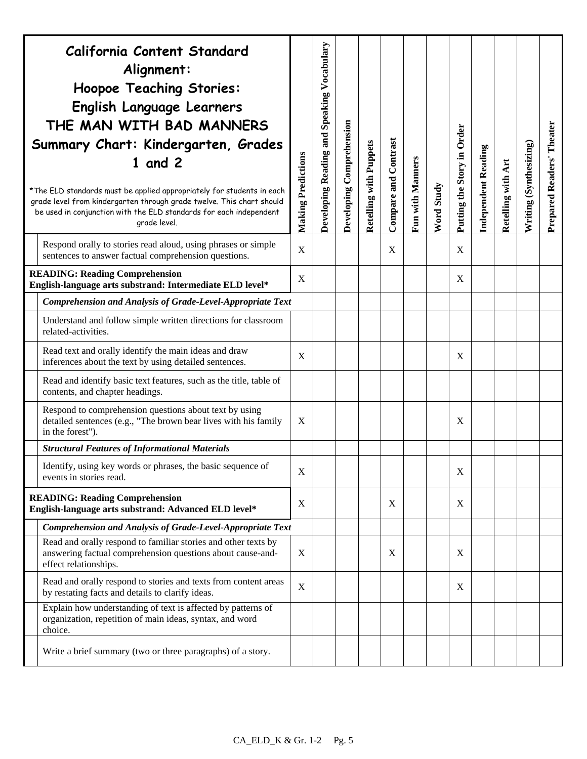| California Content Standard Alignment: Hoopoe Teaching Stories: English Language Learners THE MAN WITH BAD MANNERS Summary Chart: Kindergarten, Grades 1 and 2<br><br>*The ELD standards must be applied appropriately for students in each grade level from kindergarten through grade twelve. This chart should be used in conjunction with the ELD standards for each independent grade level. | Making Predictions | Developing Reading and Speaking Vocabulary | Developing Comprehension | Retelling with Puppets | Compare and Contrast | Fun with Manners | Word Study | Putting the Story in Order | Independent Reading | Retelling with Art | Writing (Synthesizing) | Prepared Readers' Theater |
|---|---|---|---|---|---|---|---|---|---|---|---|---|
| Respond orally to stories read aloud, using phrases or simple sentences to answer factual comprehension questions. | X | | | | X | | | X | | | | |
| **READING: Reading Comprehension English-language arts substrand: Intermediate ELD level*** | X | | | | | | | X | | | | |
| ***Comprehension and Analysis of Grade-Level-Appropriate Text*** | | | | | | | | | | | | |
| Understand and follow simple written directions for classroom related-activities. | | | | | | | | | | | | |
| Read text and orally identify the main ideas and draw inferences about the text by using detailed sentences. | X | | | | | | | X | | | | |
| Read and identify basic text features, such as the title, table of contents, and chapter headings. | | | | | | | | | | | | |
| Respond to comprehension questions about text by using detailed sentences (e.g., "The brown bear lives with his family in the forest"). | X | | | | | | | X | | | | |
| ***Structural Features of Informational Materials*** | | | | | | | | | | | | |
| Identify, using key words or phrases, the basic sequence of events in stories read. | X | | | | | | | X | | | | |
| **READING: Reading Comprehension English-language arts substrand: Advanced ELD level*** | X | | | | X | | | X | | | | |
| ***Comprehension and Analysis of Grade-Level-Appropriate Text*** | | | | | | | | | | | | |
| Read and orally respond to familiar stories and other texts by answering factual comprehension questions about cause-and-effect relationships. | X | | | | X | | | X | | | | |
| Read and orally respond to stories and texts from content areas by restating facts and details to clarify ideas. | X | | | | | | | X | | | | |
| Explain how understanding of text is affected by patterns of organization, repetition of main ideas, syntax, and word choice. | | | | | | | | | | | | |
| Write a brief summary (two or three paragraphs) of a story. | | | | | | | | | | | | |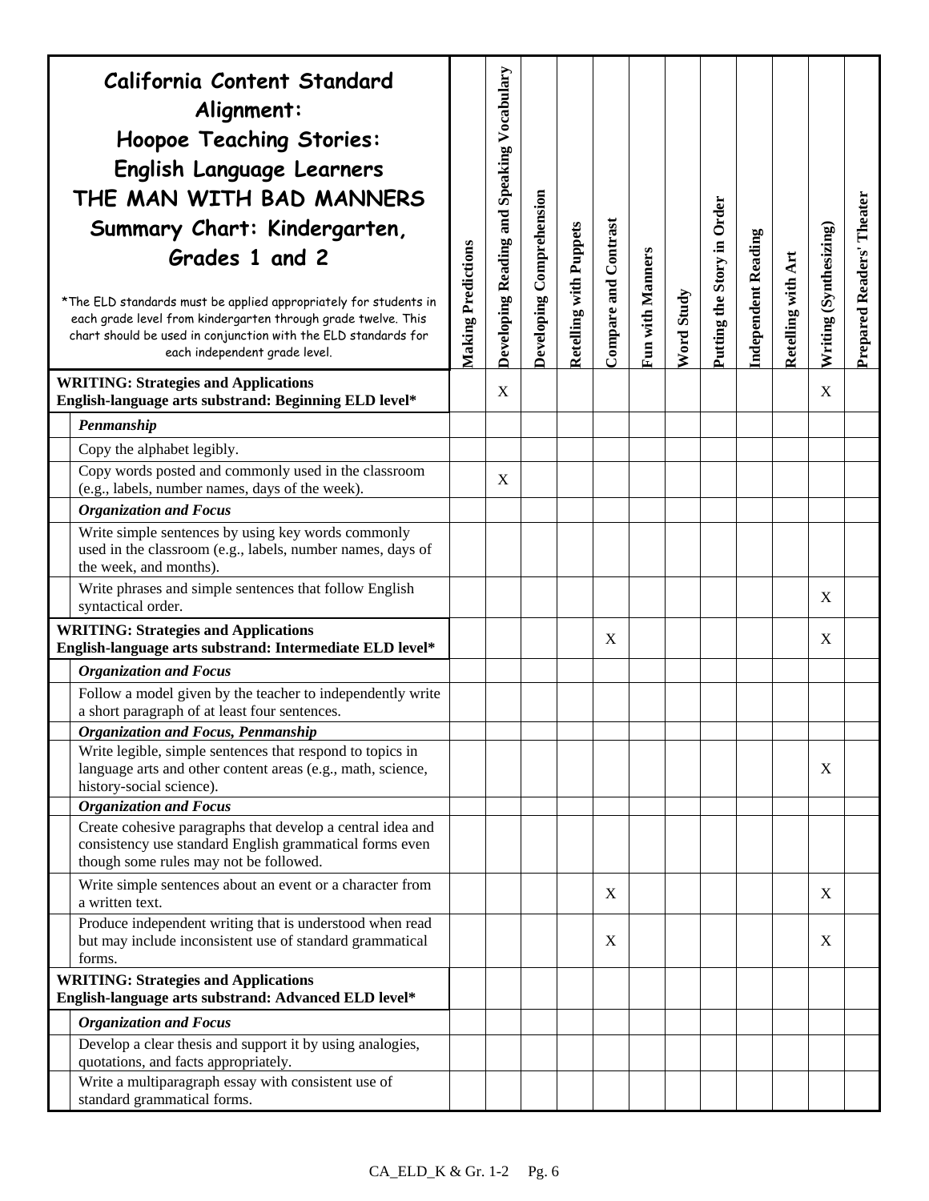| California Content Standard Alignment: Hoopoe Teaching Stories: English Language Learners THE MAN WITH BAD MANNERS Summary Chart: Kindergarten, Grades 1 and 2<br><br>*The ELD standards must be applied appropriately for students in each grade level from kindergarten through grade twelve. This chart should be used in conjunction with the ELD standards for each independent grade level. | Making Predictions | Developing Reading and Speaking Vocabulary | Developing Comprehension | Retelling with Puppets | Compare and Contrast | Fun with Manners | Word Study | Putting the Story in Order | Independent Reading | Retelling with Art | Writing (Synthesizing) | Prepared Readers' Theater |
|---|---|---|---|---|---|---|---|---|---|---|---|---|
| **WRITING: Strategies and Applications English-language arts substrand: Beginning ELD level*** | | X | | | | | | | | | X | |
| ***Penmanship*** | | | | | | | | | | | | |
| Copy the alphabet legibly. | | | | | | | | | | | | |
| Copy words posted and commonly used in the classroom (e.g., labels, number names, days of the week). | | X | | | | | | | | | | |
| ***Organization and Focus*** | | | | | | | | | | | | |
| Write simple sentences by using key words commonly used in the classroom (e.g., labels, number names, days of the week, and months). | | | | | | | | | | | | |
| Write phrases and simple sentences that follow English syntactical order. | | | | | | | | | | | X | |
| **WRITING: Strategies and Applications English-language arts substrand: Intermediate ELD level*** | | | | | X | | | | | | X | |
| ***Organization and Focus*** | | | | | | | | | | | | |
| Follow a model given by the teacher to independently write a short paragraph of at least four sentences. | | | | | | | | | | | | |
| ***Organization and Focus, Penmanship*** | | | | | | | | | | | | |
| Write legible, simple sentences that respond to topics in language arts and other content areas (e.g., math, science, history-social science). | | | | | | | | | | | X | |
| ***Organization and Focus*** | | | | | | | | | | | | |
| Create cohesive paragraphs that develop a central idea and consistency use standard English grammatical forms even though some rules may not be followed. | | | | | | | | | | | | |
| Write simple sentences about an event or a character from a written text. | | | | | X | | | | | | X | |
| Produce independent writing that is understood when read but may include inconsistent use of standard grammatical forms. | | | | | X | | | | | | X | |
| **WRITING: Strategies and Applications English-language arts substrand: Advanced ELD level*** | | | | | | | | | | | | |
| ***Organization and Focus*** | | | | | | | | | | | | |
| Develop a clear thesis and support it by using analogies, quotations, and facts appropriately. | | | | | | | | | | | | |
| Write a multiparagraph essay with consistent use of standard grammatical forms. | | | | | | | | | | | | |